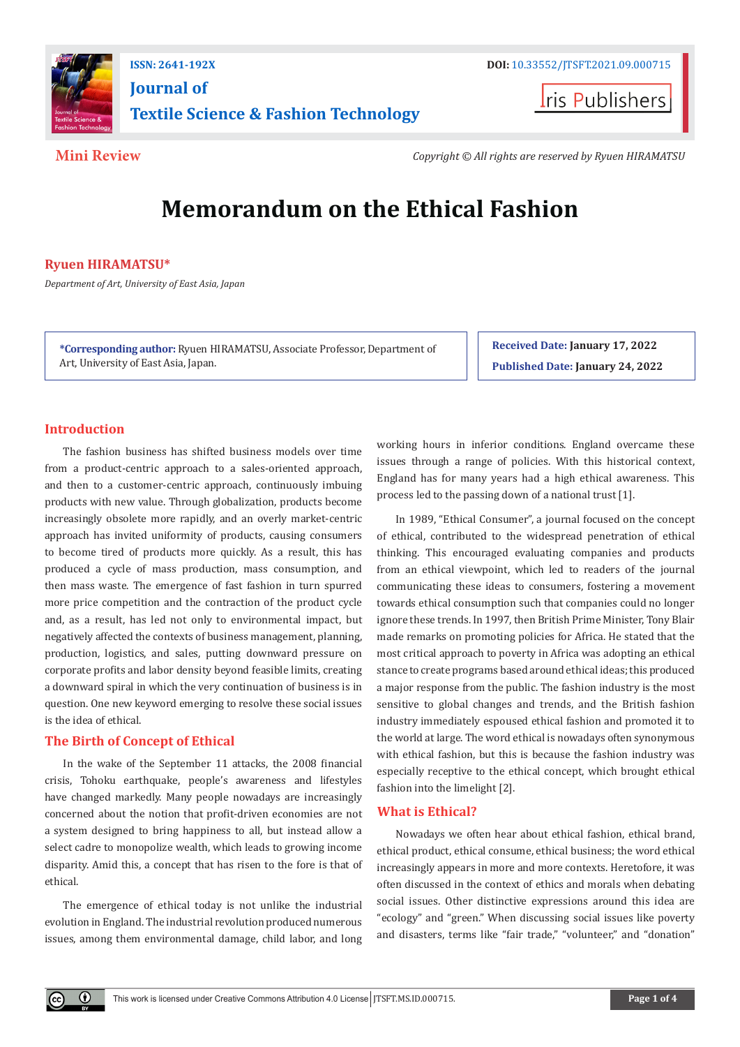ISSN: 2641-192X

DOI: 10.33552/JTSFT.2021.09.000715

# Journal of Textile Science & Fashion Technology

Iris Publishers

**Mini Review**

*Copyright © All rights are reserved by Ryuen HIRAMATSU*

# Memorandum on the Ethical Fashion

**Ryuen HIRAMATSU***

*Department of Art, University of East Asia, Japan*

***Corresponding author:** Ryuen HIRAMATSU, Associate Professor, Department of Art, University of East Asia, Japan.

**Received Date: January 17, 2022**

**Published Date: January 24, 2022**

## Introduction

The fashion business has shifted business models over time from a product-centric approach to a sales-oriented approach, and then to a customer-centric approach, continuously imbuing products with new value. Through globalization, products become increasingly obsolete more rapidly, and an overly market-centric approach has invited uniformity of products, causing consumers to become tired of products more quickly. As a result, this has produced a cycle of mass production, mass consumption, and then mass waste. The emergence of fast fashion in turn spurred more price competition and the contraction of the product cycle and, as a result, has led not only to environmental impact, but negatively affected the contexts of business management, planning, production, logistics, and sales, putting downward pressure on corporate profits and labor density beyond feasible limits, creating a downward spiral in which the very continuation of business is in question. One new keyword emerging to resolve these social issues is the idea of ethical.

## The Birth of Concept of Ethical

In the wake of the September 11 attacks, the 2008 financial crisis, Tohoku earthquake, people's awareness and lifestyles have changed markedly. Many people nowadays are increasingly concerned about the notion that profit-driven economies are not a system designed to bring happiness to all, but instead allow a select cadre to monopolize wealth, which leads to growing income disparity. Amid this, a concept that has risen to the fore is that of ethical.

The emergence of ethical today is not unlike the industrial evolution in England. The industrial revolution produced numerous issues, among them environmental damage, child labor, and long working hours in inferior conditions. England overcame these issues through a range of policies. With this historical context, England has for many years had a high ethical awareness. This process led to the passing down of a national trust [1].

In 1989, "Ethical Consumer", a journal focused on the concept of ethical, contributed to the widespread penetration of ethical thinking. This encouraged evaluating companies and products from an ethical viewpoint, which led to readers of the journal communicating these ideas to consumers, fostering a movement towards ethical consumption such that companies could no longer ignore these trends. In 1997, then British Prime Minister, Tony Blair made remarks on promoting policies for Africa. He stated that the most critical approach to poverty in Africa was adopting an ethical stance to create programs based around ethical ideas; this produced a major response from the public. The fashion industry is the most sensitive to global changes and trends, and the British fashion industry immediately espoused ethical fashion and promoted it to the world at large. The word ethical is nowadays often synonymous with ethical fashion, but this is because the fashion industry was especially receptive to the ethical concept, which brought ethical fashion into the limelight [2].

## What is Ethical?

Nowadays we often hear about ethical fashion, ethical brand, ethical product, ethical consume, ethical business; the word ethical increasingly appears in more and more contexts. Heretofore, it was often discussed in the context of ethics and morals when debating social issues. Other distinctive expressions around this idea are "ecology" and "green." When discussing social issues like poverty and disasters, terms like "fair trade," "volunteer," and "donation"

This work is licensed under Creative Commons Attribution 4.0 License | JTSFT.MS.ID.000715.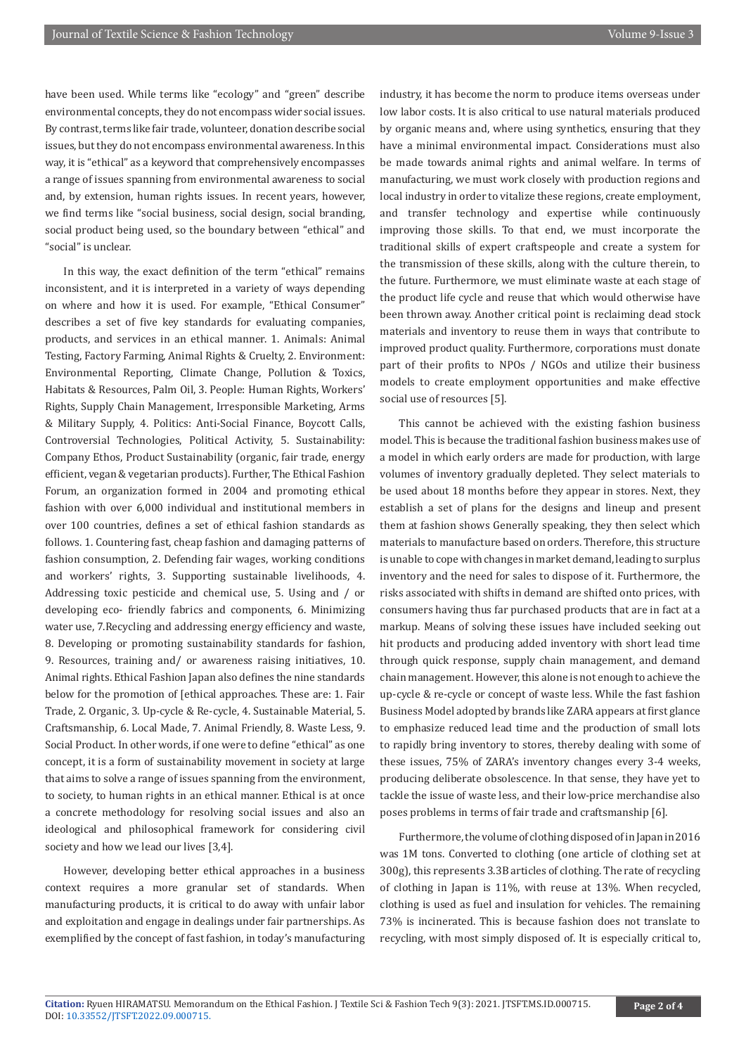have been used. While terms like "ecology" and "green" describe environmental concepts, they do not encompass wider social issues. By contrast, terms like fair trade, volunteer, donation describe social issues, but they do not encompass environmental awareness. In this way, it is "ethical" as a keyword that comprehensively encompasses a range of issues spanning from environmental awareness to social and, by extension, human rights issues. In recent years, however, we find terms like "social business, social design, social branding, social product being used, so the boundary between "ethical" and "social" is unclear.

In this way, the exact definition of the term "ethical" remains inconsistent, and it is interpreted in a variety of ways depending on where and how it is used. For example, "Ethical Consumer" describes a set of five key standards for evaluating companies, products, and services in an ethical manner. 1. Animals: Animal Testing, Factory Farming, Animal Rights & Cruelty, 2. Environment: Environmental Reporting, Climate Change, Pollution & Toxics, Habitats & Resources, Palm Oil, 3. People: Human Rights, Workers' Rights, Supply Chain Management, Irresponsible Marketing, Arms & Military Supply, 4. Politics: Anti-Social Finance, Boycott Calls, Controversial Technologies, Political Activity, 5. Sustainability: Company Ethos, Product Sustainability (organic, fair trade, energy efficient, vegan & vegetarian products). Further, The Ethical Fashion Forum, an organization formed in 2004 and promoting ethical fashion with over 6,000 individual and institutional members in over 100 countries, defines a set of ethical fashion standards as follows. 1. Countering fast, cheap fashion and damaging patterns of fashion consumption, 2. Defending fair wages, working conditions and workers' rights, 3. Supporting sustainable livelihoods, 4. Addressing toxic pesticide and chemical use, 5. Using and / or developing eco- friendly fabrics and components, 6. Minimizing water use, 7.Recycling and addressing energy efficiency and waste, 8. Developing or promoting sustainability standards for fashion, 9. Resources, training and/ or awareness raising initiatives, 10. Animal rights. Ethical Fashion Japan also defines the nine standards below for the promotion of [ethical approaches. These are: 1. Fair Trade, 2. Organic, 3. Up-cycle & Re-cycle, 4. Sustainable Material, 5. Craftsmanship, 6. Local Made, 7. Animal Friendly, 8. Waste Less, 9. Social Product. In other words, if one were to define "ethical" as one concept, it is a form of sustainability movement in society at large that aims to solve a range of issues spanning from the environment, to society, to human rights in an ethical manner. Ethical is at once a concrete methodology for resolving social issues and also an ideological and philosophical framework for considering civil society and how we lead our lives [3,4].

However, developing better ethical approaches in a business context requires a more granular set of standards. When manufacturing products, it is critical to do away with unfair labor and exploitation and engage in dealings under fair partnerships. As exemplified by the concept of fast fashion, in today's manufacturing industry, it has become the norm to produce items overseas under low labor costs. It is also critical to use natural materials produced by organic means and, where using synthetics, ensuring that they have a minimal environmental impact. Considerations must also be made towards animal rights and animal welfare. In terms of manufacturing, we must work closely with production regions and local industry in order to vitalize these regions, create employment, and transfer technology and expertise while continuously improving those skills. To that end, we must incorporate the traditional skills of expert craftspeople and create a system for the transmission of these skills, along with the culture therein, to the future. Furthermore, we must eliminate waste at each stage of the product life cycle and reuse that which would otherwise have been thrown away. Another critical point is reclaiming dead stock materials and inventory to reuse them in ways that contribute to improved product quality. Furthermore, corporations must donate part of their profits to NPOs / NGOs and utilize their business models to create employment opportunities and make effective social use of resources [5].

This cannot be achieved with the existing fashion business model. This is because the traditional fashion business makes use of a model in which early orders are made for production, with large volumes of inventory gradually depleted. They select materials to be used about 18 months before they appear in stores. Next, they establish a set of plans for the designs and lineup and present them at fashion shows Generally speaking, they then select which materials to manufacture based on orders. Therefore, this structure is unable to cope with changes in market demand, leading to surplus inventory and the need for sales to dispose of it. Furthermore, the risks associated with shifts in demand are shifted onto prices, with consumers having thus far purchased products that are in fact at a markup. Means of solving these issues have included seeking out hit products and producing added inventory with short lead time through quick response, supply chain management, and demand chain management. However, this alone is not enough to achieve the up-cycle & re-cycle or concept of waste less. While the fast fashion Business Model adopted by brands like ZARA appears at first glance to emphasize reduced lead time and the production of small lots to rapidly bring inventory to stores, thereby dealing with some of these issues, 75% of ZARA's inventory changes every 3-4 weeks, producing deliberate obsolescence. In that sense, they have yet to tackle the issue of waste less, and their low-price merchandise also poses problems in terms of fair trade and craftsmanship [6].

Furthermore, the volume of clothing disposed of in Japan in 2016 was 1M tons. Converted to clothing (one article of clothing set at 300g), this represents 3.3B articles of clothing. The rate of recycling of clothing in Japan is 11%, with reuse at 13%. When recycled, clothing is used as fuel and insulation for vehicles. The remaining 73% is incinerated. This is because fashion does not translate to recycling, with most simply disposed of. It is especially critical to,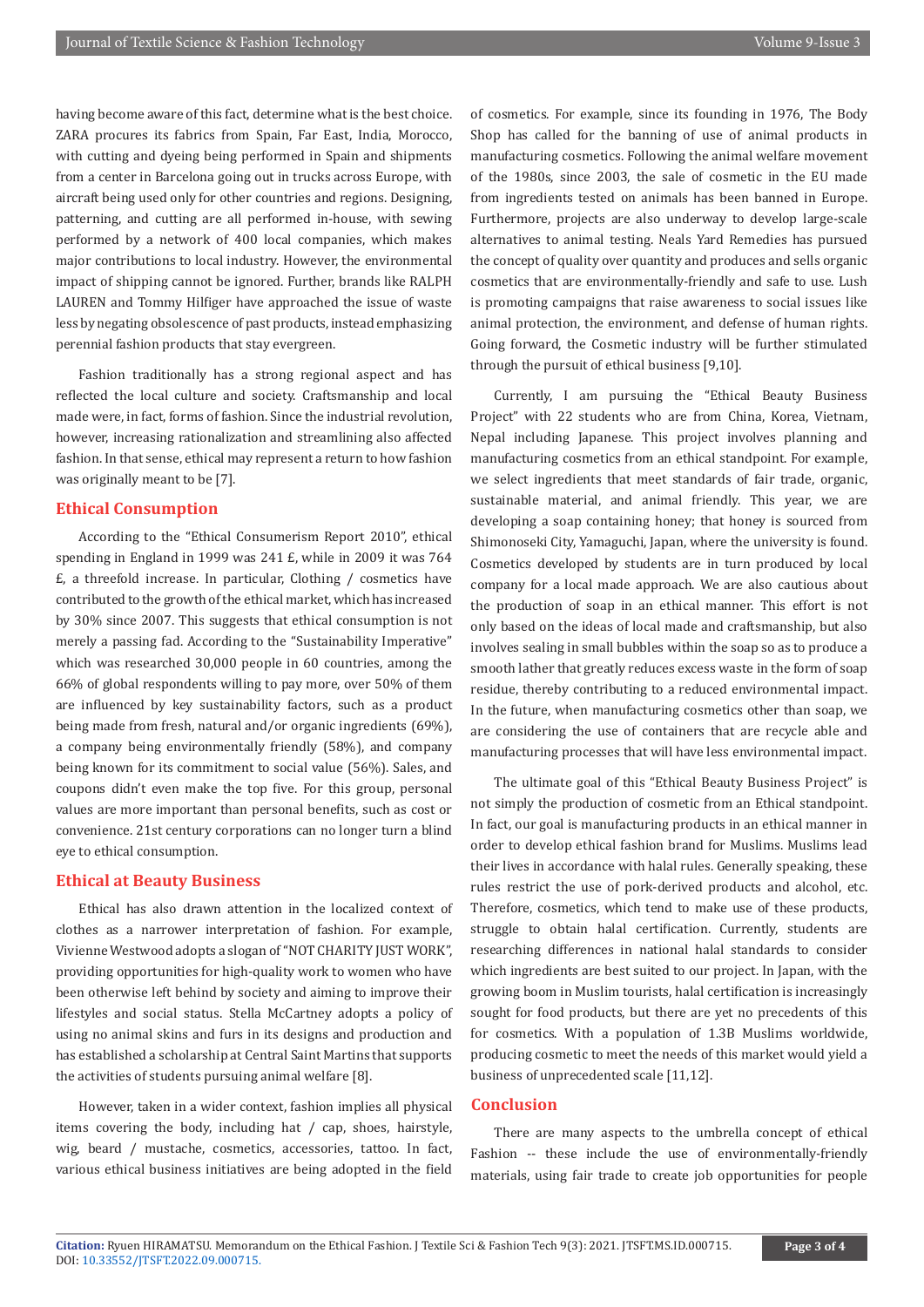having become aware of this fact, determine what is the best choice. ZARA procures its fabrics from Spain, Far East, India, Morocco, with cutting and dyeing being performed in Spain and shipments from a center in Barcelona going out in trucks across Europe, with aircraft being used only for other countries and regions. Designing, patterning, and cutting are all performed in-house, with sewing performed by a network of 400 local companies, which makes major contributions to local industry. However, the environmental impact of shipping cannot be ignored. Further, brands like RALPH LAUREN and Tommy Hilfiger have approached the issue of waste less by negating obsolescence of past products, instead emphasizing perennial fashion products that stay evergreen.

Fashion traditionally has a strong regional aspect and has reflected the local culture and society. Craftsmanship and local made were, in fact, forms of fashion. Since the industrial revolution, however, increasing rationalization and streamlining also affected fashion. In that sense, ethical may represent a return to how fashion was originally meant to be [7].

## Ethical Consumption

According to the "Ethical Consumerism Report 2010", ethical spending in England in 1999 was 241 £, while in 2009 it was 764 £, a threefold increase. In particular, Clothing / cosmetics have contributed to the growth of the ethical market, which has increased by 30% since 2007. This suggests that ethical consumption is not merely a passing fad. According to the "Sustainability Imperative" which was researched 30,000 people in 60 countries, among the 66% of global respondents willing to pay more, over 50% of them are influenced by key sustainability factors, such as a product being made from fresh, natural and/or organic ingredients (69%), a company being environmentally friendly (58%), and company being known for its commitment to social value (56%). Sales, and coupons didn't even make the top five. For this group, personal values are more important than personal benefits, such as cost or convenience. 21st century corporations can no longer turn a blind eye to ethical consumption.

## Ethical at Beauty Business

Ethical has also drawn attention in the localized context of clothes as a narrower interpretation of fashion. For example, Vivienne Westwood adopts a slogan of "NOT CHARITY JUST WORK", providing opportunities for high-quality work to women who have been otherwise left behind by society and aiming to improve their lifestyles and social status. Stella McCartney adopts a policy of using no animal skins and furs in its designs and production and has established a scholarship at Central Saint Martins that supports the activities of students pursuing animal welfare [8].

However, taken in a wider context, fashion implies all physical items covering the body, including hat / cap, shoes, hairstyle, wig, beard / mustache, cosmetics, accessories, tattoo. In fact, various ethical business initiatives are being adopted in the field of cosmetics. For example, since its founding in 1976, The Body Shop has called for the banning of use of animal products in manufacturing cosmetics. Following the animal welfare movement of the 1980s, since 2003, the sale of cosmetic in the EU made from ingredients tested on animals has been banned in Europe. Furthermore, projects are also underway to develop large-scale alternatives to animal testing. Neals Yard Remedies has pursued the concept of quality over quantity and produces and sells organic cosmetics that are environmentally-friendly and safe to use. Lush is promoting campaigns that raise awareness to social issues like animal protection, the environment, and defense of human rights. Going forward, the Cosmetic industry will be further stimulated through the pursuit of ethical business [9,10].

Currently, I am pursuing the "Ethical Beauty Business Project" with 22 students who are from China, Korea, Vietnam, Nepal including Japanese. This project involves planning and manufacturing cosmetics from an ethical standpoint. For example, we select ingredients that meet standards of fair trade, organic, sustainable material, and animal friendly. This year, we are developing a soap containing honey; that honey is sourced from Shimonoseki City, Yamaguchi, Japan, where the university is found. Cosmetics developed by students are in turn produced by local company for a local made approach. We are also cautious about the production of soap in an ethical manner. This effort is not only based on the ideas of local made and craftsmanship, but also involves sealing in small bubbles within the soap so as to produce a smooth lather that greatly reduces excess waste in the form of soap residue, thereby contributing to a reduced environmental impact. In the future, when manufacturing cosmetics other than soap, we are considering the use of containers that are recycle able and manufacturing processes that will have less environmental impact.

The ultimate goal of this "Ethical Beauty Business Project" is not simply the production of cosmetic from an Ethical standpoint. In fact, our goal is manufacturing products in an ethical manner in order to develop ethical fashion brand for Muslims. Muslims lead their lives in accordance with halal rules. Generally speaking, these rules restrict the use of pork-derived products and alcohol, etc. Therefore, cosmetics, which tend to make use of these products, struggle to obtain halal certification. Currently, students are researching differences in national halal standards to consider which ingredients are best suited to our project. In Japan, with the growing boom in Muslim tourists, halal certification is increasingly sought for food products, but there are yet no precedents of this for cosmetics. With a population of 1.3B Muslims worldwide, producing cosmetic to meet the needs of this market would yield a business of unprecedented scale [11,12].

## Conclusion

There are many aspects to the umbrella concept of ethical Fashion -- these include the use of environmentally-friendly materials, using fair trade to create job opportunities for people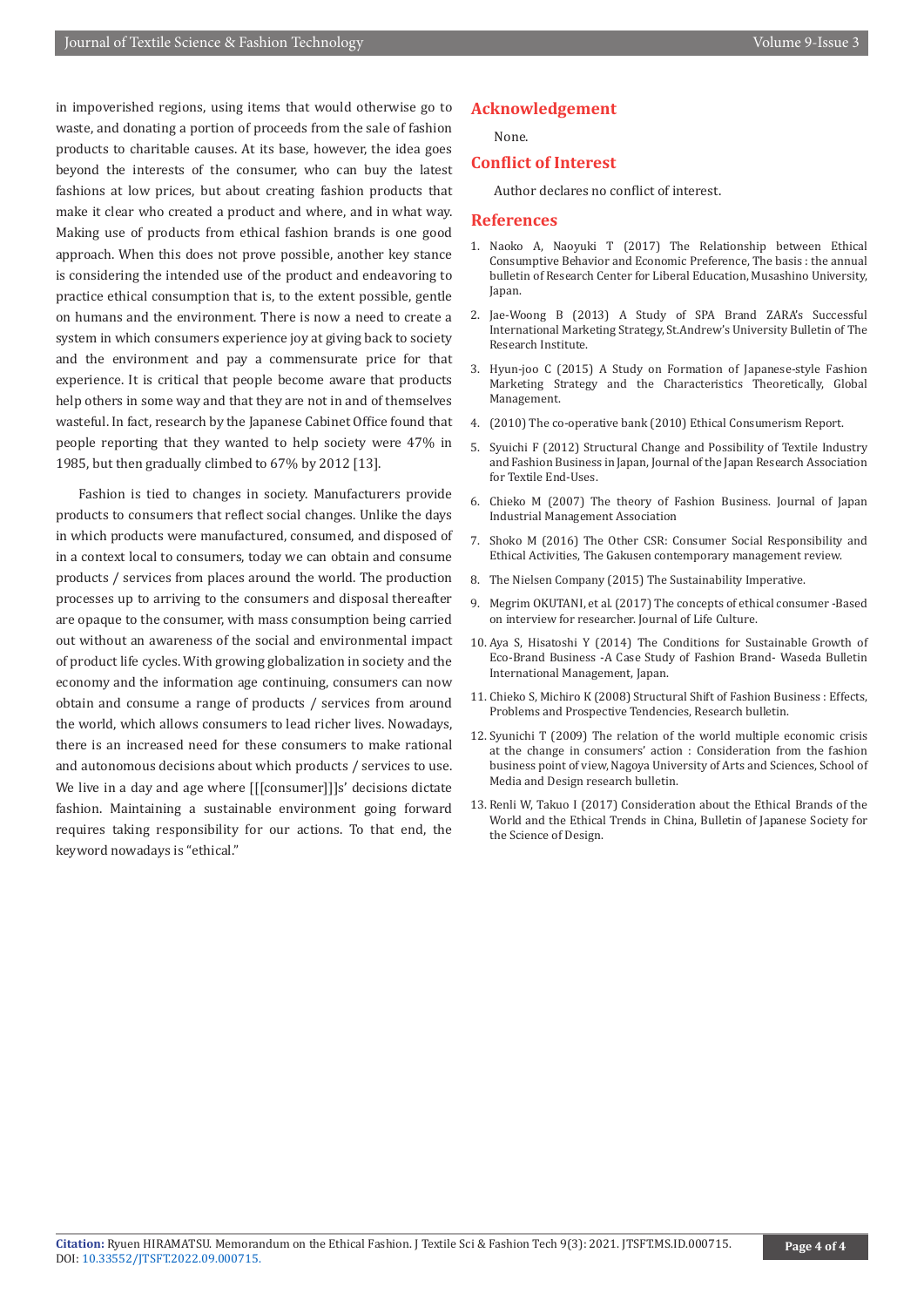in impoverished regions, using items that would otherwise go to waste, and donating a portion of proceeds from the sale of fashion products to charitable causes. At its base, however, the idea goes beyond the interests of the consumer, who can buy the latest fashions at low prices, but about creating fashion products that make it clear who created a product and where, and in what way. Making use of products from ethical fashion brands is one good approach. When this does not prove possible, another key stance is considering the intended use of the product and endeavoring to practice ethical consumption that is, to the extent possible, gentle on humans and the environment. There is now a need to create a system in which consumers experience joy at giving back to society and the environment and pay a commensurate price for that experience. It is critical that people become aware that products help others in some way and that they are not in and of themselves wasteful. In fact, research by the Japanese Cabinet Office found that people reporting that they wanted to help society were 47% in 1985, but then gradually climbed to 67% by 2012 [13].

Fashion is tied to changes in society. Manufacturers provide products to consumers that reflect social changes. Unlike the days in which products were manufactured, consumed, and disposed of in a context local to consumers, today we can obtain and consume products / services from places around the world. The production processes up to arriving to the consumers and disposal thereafter are opaque to the consumer, with mass consumption being carried out without an awareness of the social and environmental impact of product life cycles. With growing globalization in society and the economy and the information age continuing, consumers can now obtain and consume a range of products / services from around the world, which allows consumers to lead richer lives. Nowadays, there is an increased need for these consumers to make rational and autonomous decisions about which products / services to use. We live in a day and age where [[[consumer]]]s' decisions dictate fashion. Maintaining a sustainable environment going forward requires taking responsibility for our actions. To that end, the keyword nowadays is "ethical."

## Acknowledgement

None.

## Conflict of Interest

Author declares no conflict of interest.

## References

1. Naoko A, Naoyuki T (2017) The Relationship between Ethical Consumptive Behavior and Economic Preference, The basis : the annual bulletin of Research Center for Liberal Education, Musashino University, Japan.
2. Jae-Woong B (2013) A Study of SPA Brand ZARA's Successful International Marketing Strategy, St.Andrew's University Bulletin of The Research Institute.
3. Hyun-joo C (2015) A Study on Formation of Japanese-style Fashion Marketing Strategy and the Characteristics Theoretically, Global Management.
4. (2010) The co-operative bank (2010) Ethical Consumerism Report.
5. Syuichi F (2012) Structural Change and Possibility of Textile Industry and Fashion Business in Japan, Journal of the Japan Research Association for Textile End-Uses.
6. Chieko M (2007) The theory of Fashion Business. Journal of Japan Industrial Management Association
7. Shoko M (2016) The Other CSR: Consumer Social Responsibility and Ethical Activities, The Gakusen contemporary management review.
8. The Nielsen Company (2015) The Sustainability Imperative.
9. Megrim OKUTANI, et al. (2017) The concepts of ethical consumer -Based on interview for researcher. Journal of Life Culture.
10. Aya S, Hisatoshi Y (2014) The Conditions for Sustainable Growth of Eco-Brand Business -A Case Study of Fashion Brand- Waseda Bulletin International Management, Japan.
11. Chieko S, Michiro K (2008) Structural Shift of Fashion Business : Effects, Problems and Prospective Tendencies, Research bulletin.
12. Syunichi T (2009) The relation of the world multiple economic crisis at the change in consumers' action : Consideration from the fashion business point of view, Nagoya University of Arts and Sciences, School of Media and Design research bulletin.
13. Renli W, Takuo I (2017) Consideration about the Ethical Brands of the World and the Ethical Trends in China, Bulletin of Japanese Society for the Science of Design.

**Citation:** Ryuen HIRAMATSU. Memorandum on the Ethical Fashion. J Textile Sci & Fashion Tech 9(3): 2021. JTSFT.MS.ID.000715. DOI: 10.33552/JTSFT.2022.09.000715.